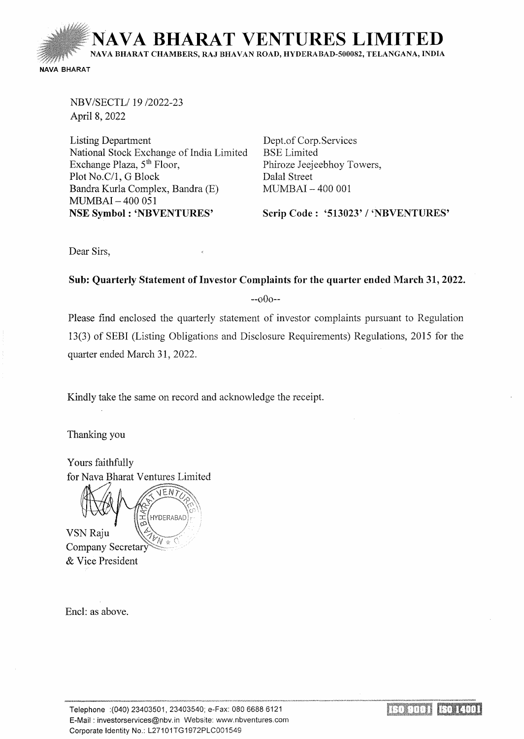# NAVA BHARAT VENTURES LIMITED

NAVA BHARAT CHAMBERS, RAJ BHAVAN ROAD, HYDERABAD-500082, TELANGANA, INDIA

NAVA BHARAT

NBV/SECTL/ 19 /2022-23
April 8, 2022

| | |
|---|---|
| Listing Department | Dept.of Corp.Services |
| National Stock Exchange of India Limited | BSE Limited |
| Exchange Plaza, 5th Floor, | Phiroze Jeejeebhoy Towers, |
| Plot No.C/1, G Block | Dalal Street |
| Bandra Kurla Complex, Bandra (E) | MUMBAI – 400 001 |
| MUMBAI – 400 051 | |
| **NSE Symbol : 'NBVENTURES'** | **Scrip Code : '513023' / 'NBVENTURES'** |

Dear Sirs,

**Sub: Quarterly Statement of Investor Complaints for the quarter ended March 31, 2022.**

--o0o--

Please find enclosed the quarterly statement of investor complaints pursuant to Regulation 13(3) of SEBI (Listing Obligations and Disclosure Requirements) Regulations, 2015 for the quarter ended March 31, 2022.

Kindly take the same on record and acknowledge the receipt.

Thanking you

Yours faithfully
for Nava Bharat Ventures Limited

VSN Raju
Company Secretary
& Vice President

Encl: as above.

Telephone :(040) 23403501, 23403540; e-Fax: 080 6688 6121
E-Mail : investorservices@nbv.in Website: www.nbventures.com
Corporate Identity No.: L27101TG1972PLC001549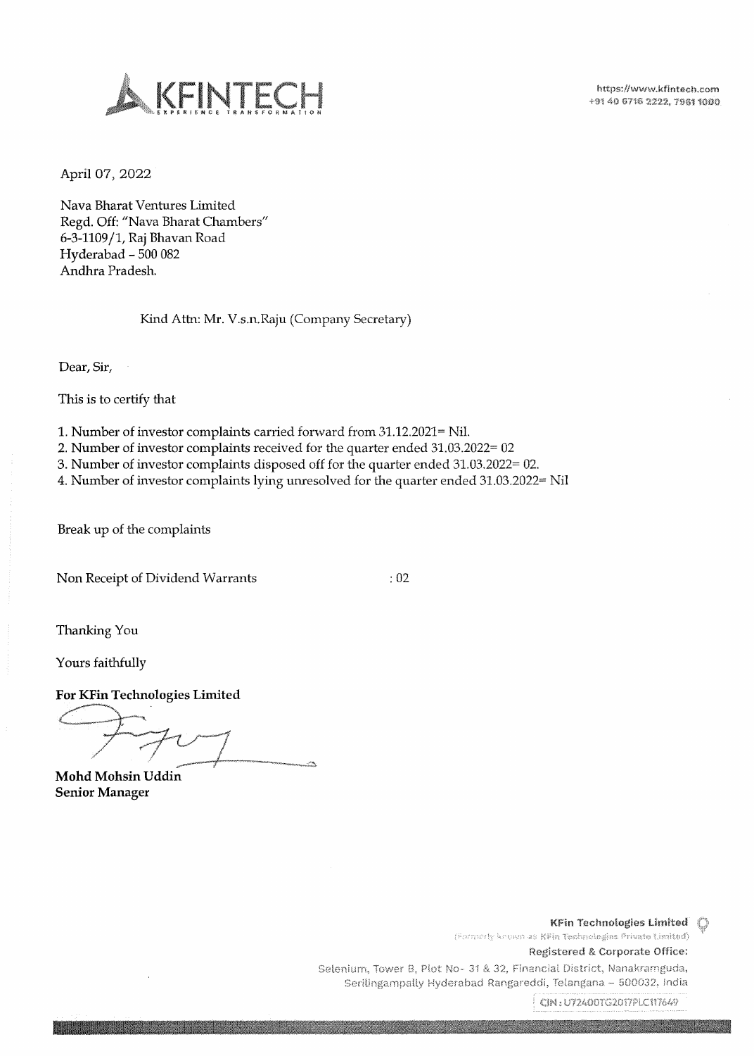KFINTECH
EXPERIENCE TRANSFORMATION

https://www.kfintech.com
+91 40 6716 2222, 7961 1000

April 07, 2022

Nava Bharat Ventures Limited
Regd. Off: "Nava Bharat Chambers"
6-3-1109/1, Raj Bhavan Road
Hyderabad – 500 082
Andhra Pradesh.

Kind Attn: Mr. V.s.n.Raju (Company Secretary)

Dear, Sir,

This is to certify that

1. Number of investor complaints carried forward from 31.12.2021= Nil.
2. Number of investor complaints received for the quarter ended 31.03.2022= 02
3. Number of investor complaints disposed off for the quarter ended 31.03.2022= 02.
4. Number of investor complaints lying unresolved for the quarter ended 31.03.2022= Nil

Break up of the complaints

Non Receipt of Dividend Warrants : 02

Thanking You

Yours faithfully

**For KFin Technologies Limited**

**Mohd Mohsin Uddin**
**Senior Manager**

**KFin Technologies Limited**
(Formerly known as KFin Technologies Private Limited)
Registered & Corporate Office:
Selenium, Tower B, Plot No- 31 & 32, Financial District, Nanakramguda,
Serilingampally Hyderabad Rangareddi, Telangana – 500032. India
CIN : U72400TG2017PLC117649